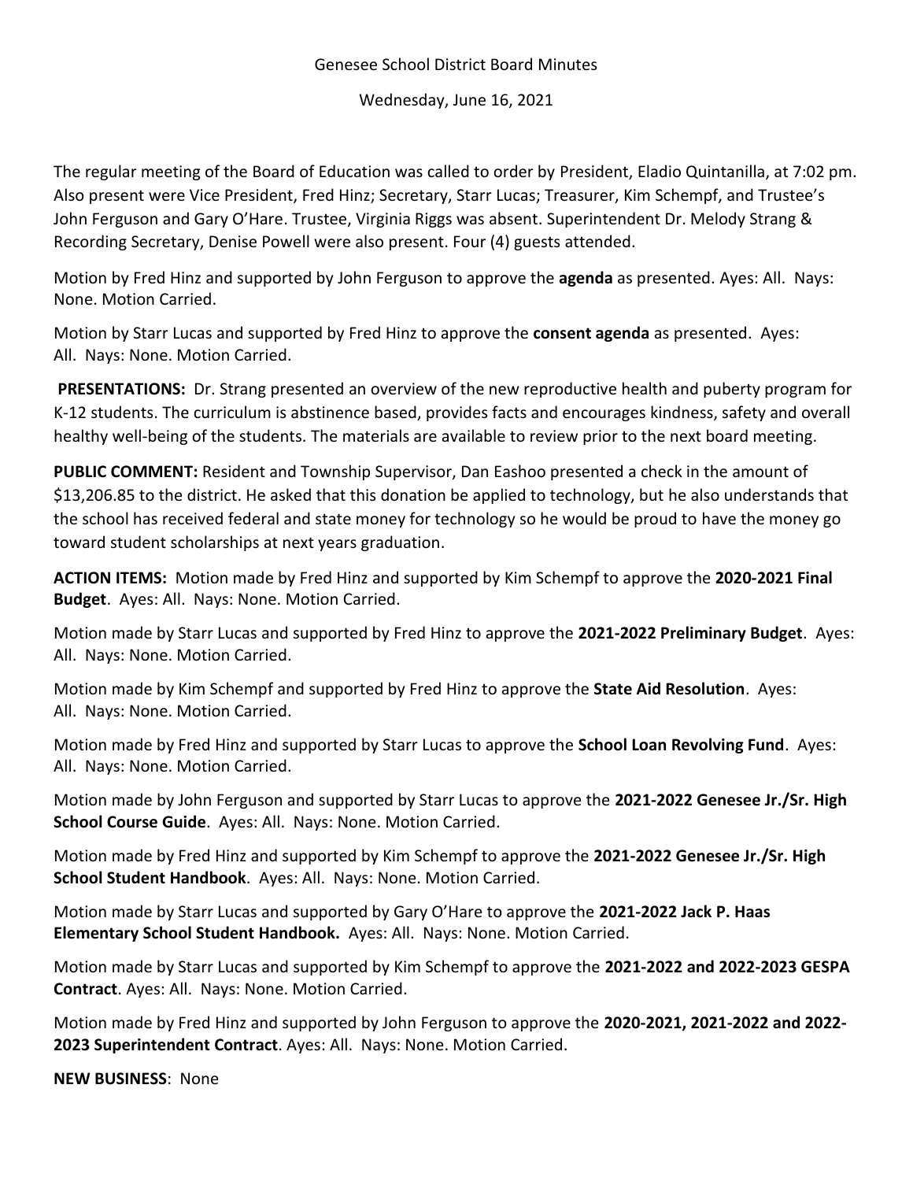# Genesee School District Board Minutes

Wednesday, June 16, 2021

The regular meeting of the Board of Education was called to order by President, Eladio Quintanilla, at 7:02 pm. Also present were Vice President, Fred Hinz; Secretary, Starr Lucas; Treasurer, Kim Schempf, and Trustee's John Ferguson and Gary O'Hare. Trustee, Virginia Riggs was absent. Superintendent Dr. Melody Strang & Recording Secretary, Denise Powell were also present. Four (4) guests attended.

Motion by Fred Hinz and supported by John Ferguson to approve the **agenda** as presented. Ayes: All. Nays: None. Motion Carried.

Motion by Starr Lucas and supported by Fred Hinz to approve the **consent agenda** as presented. Ayes: All. Nays: None. Motion Carried.

**PRESENTATIONS:** Dr. Strang presented an overview of the new reproductive health and puberty program for K-12 students. The curriculum is abstinence based, provides facts and encourages kindness, safety and overall healthy well-being of the students. The materials are available to review prior to the next board meeting.

**PUBLIC COMMENT:** Resident and Township Supervisor, Dan Eashoo presented a check in the amount of $13,206.85 to the district. He asked that this donation be applied to technology, but he also understands that the school has received federal and state money for technology so he would be proud to have the money go toward student scholarships at next years graduation.

**ACTION ITEMS:** Motion made by Fred Hinz and supported by Kim Schempf to approve the **2020-2021 Final Budget**. Ayes: All. Nays: None. Motion Carried.

Motion made by Starr Lucas and supported by Fred Hinz to approve the **2021-2022 Preliminary Budget**. Ayes: All. Nays: None. Motion Carried.

Motion made by Kim Schempf and supported by Fred Hinz to approve the **State Aid Resolution**. Ayes: All. Nays: None. Motion Carried.

Motion made by Fred Hinz and supported by Starr Lucas to approve the **School Loan Revolving Fund**. Ayes: All. Nays: None. Motion Carried.

Motion made by John Ferguson and supported by Starr Lucas to approve the **2021-2022 Genesee Jr./Sr. High School Course Guide**. Ayes: All. Nays: None. Motion Carried.

Motion made by Fred Hinz and supported by Kim Schempf to approve the **2021-2022 Genesee Jr./Sr. High School Student Handbook**. Ayes: All. Nays: None. Motion Carried.

Motion made by Starr Lucas and supported by Gary O'Hare to approve the **2021-2022 Jack P. Haas Elementary School Student Handbook.** Ayes: All. Nays: None. Motion Carried.

Motion made by Starr Lucas and supported by Kim Schempf to approve the **2021-2022 and 2022-2023 GESPA Contract**. Ayes: All. Nays: None. Motion Carried.

Motion made by Fred Hinz and supported by John Ferguson to approve the **2020-2021, 2021-2022 and 2022-2023 Superintendent Contract**. Ayes: All. Nays: None. Motion Carried.

**NEW BUSINESS**: None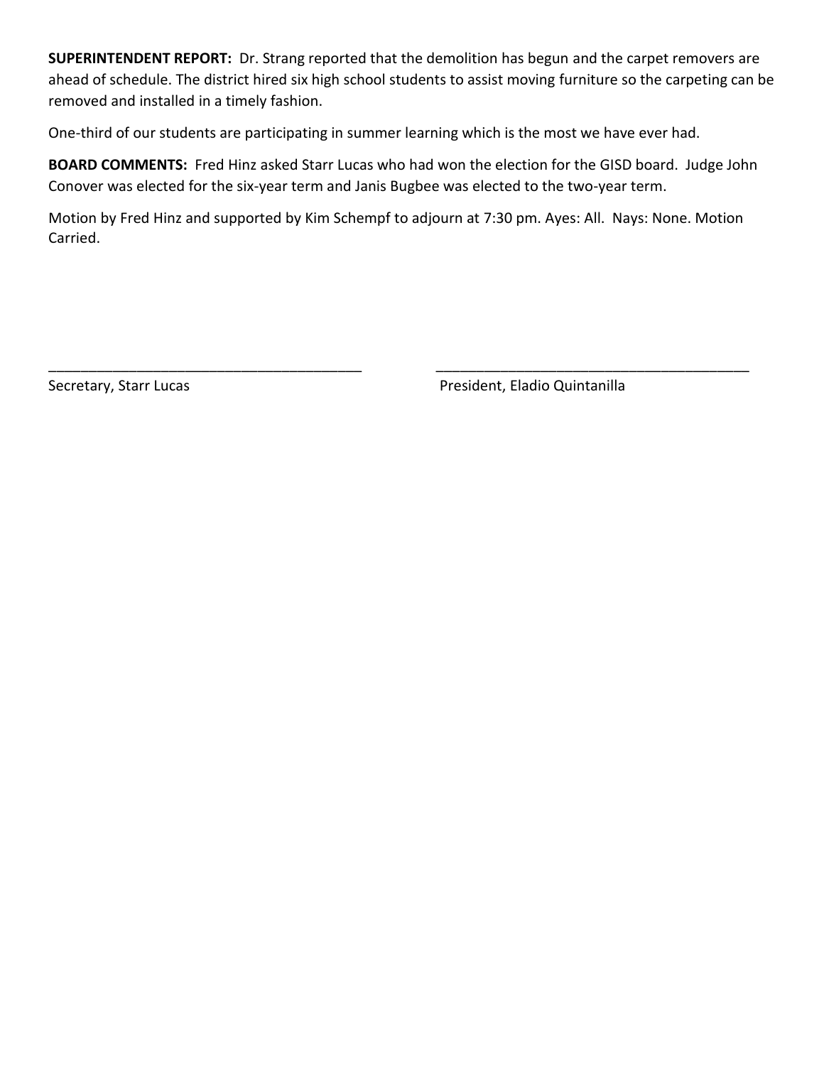**SUPERINTENDENT REPORT:** Dr. Strang reported that the demolition has begun and the carpet removers are ahead of schedule. The district hired six high school students to assist moving furniture so the carpeting can be removed and installed in a timely fashion.

One-third of our students are participating in summer learning which is the most we have ever had.

**BOARD COMMENTS:** Fred Hinz asked Starr Lucas who had won the election for the GISD board. Judge John Conover was elected for the six-year term and Janis Bugbee was elected to the two-year term.

Motion by Fred Hinz and supported by Kim Schempf to adjourn at 7:30 pm. Ayes: All. Nays: None. Motion Carried.

________________________________________ ________________________________________

Secretary, Starr Lucas President, Eladio Quintanilla